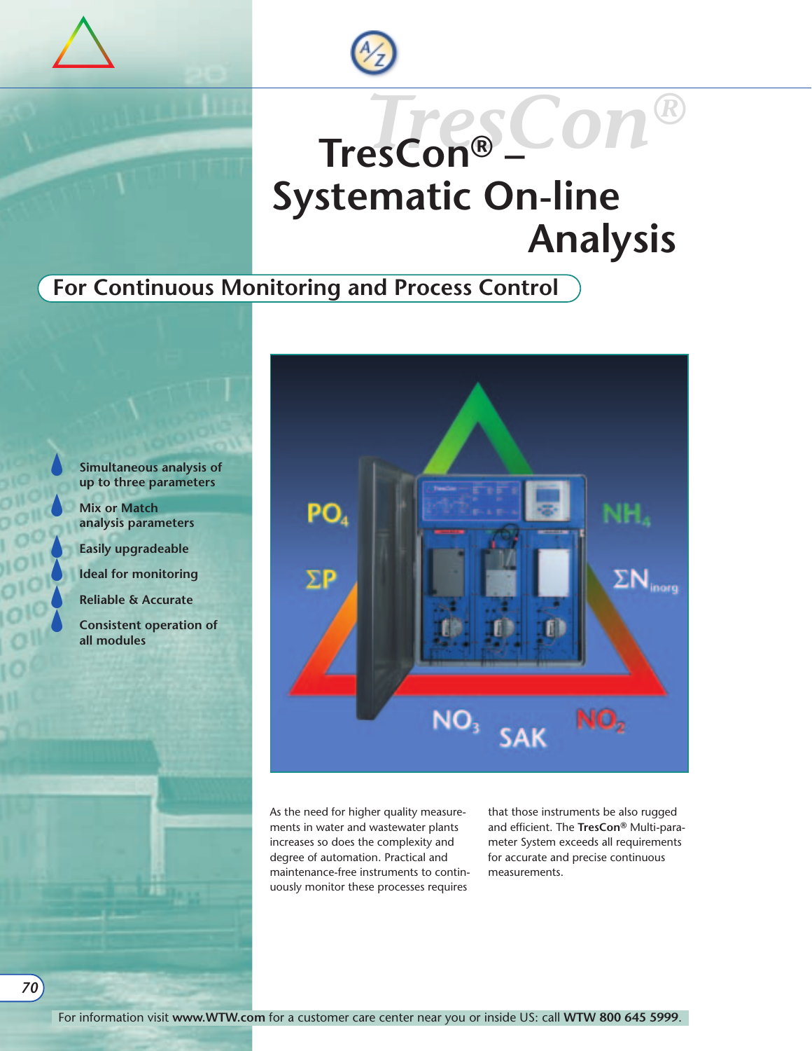# TresCon® – Systematic On-line Analysis

## For Continuous Monitoring and Process Control

- Simultaneous analysis of up to three parameters
- Mix or Match analysis parameters
- Easily upgradeable
- Ideal for monitoring
- Reliable & Accurate
- Consistent operation of all modules

As the need for higher quality measurements in water and wastewater plants increases so does the complexity and degree of automation. Practical and maintenance-free instruments to continuously monitor these processes requires that those instruments be also rugged and efficient. The **TresCon®** Multi-parameter System exceeds all requirements for accurate and precise continuous measurements.

For information visit **www.WTW.com** for a customer care center near you or inside US: call **WTW 800 645 5999**.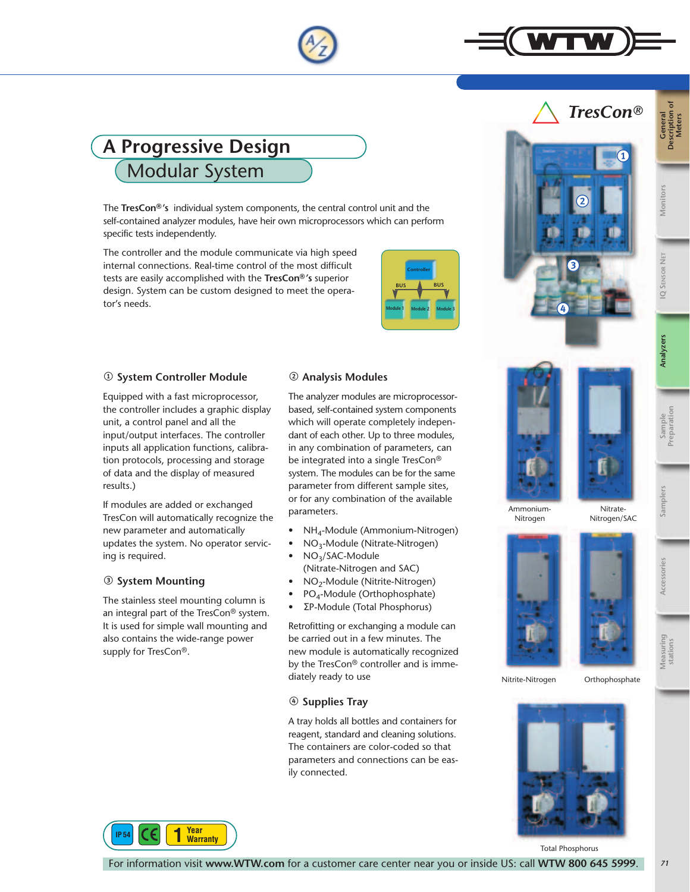# A Progressive Design

## Modular System

The **TresCon®'s** individual system components, the central control unit and the self-contained analyzer modules, have heir own microprocessors which can perform specific tests independently.

The controller and the module communicate via high speed internal connections. Real-time control of the most difficult tests are easily accomplished with the **TresCon®'s** superior design. System can be custom designed to meet the operator's needs.

Controller
BUS BUS
Module 1 Module 2 Module 3

### ① System Controller Module

Equipped with a fast microprocessor, the controller includes a graphic display unit, a control panel and all the input/output interfaces. The controller inputs all application functions, calibration protocols, processing and storage of data and the display of measured results.)

If modules are added or exchanged TresCon will automatically recognize the new parameter and automatically updates the system. No operator servicing is required.

### ③ System Mounting

The stainless steel mounting column is an integral part of the TresCon® system. It is used for simple wall mounting and also contains the wide-range power supply for TresCon®.

### ② Analysis Modules

The analyzer modules are microprocessor-based, self-contained system components which will operate completely independant of each other. Up to three modules, in any combination of parameters, can be integrated into a single TresCon® system. The modules can be for the same parameter from different sample sites, or for any combination of the available parameters.

- $NH_4$-Module (Ammonium-Nitrogen)
- $NO_3$-Module (Nitrate-Nitrogen)
- $NO_3$/SAC-Module (Nitrate-Nitrogen and SAC)
- $NO_2$-Module (Nitrite-Nitrogen)
- $PO_4$-Module (Orthophosphate)
- ΣP-Module (Total Phosphorus)

Retrofitting or exchanging a module can be carried out in a few minutes. The new module is automatically recognized by the TresCon® controller and is immediately ready to use

### ④ Supplies Tray

A tray holds all bottles and containers for reagent, standard and cleaning solutions. The containers are color-coded so that parameters and connections can be easily connected.

TresCon®

Ammonium-Nitrogen

Nitrate-Nitrogen/SAC

Nitrite-Nitrogen

Orthophosphate

Total Phosphorus

IP 54 | CE | 1 Year Warranty

For information visit **www.WTW.com** for a customer care center near you or inside US: call **WTW 800 645 5999**.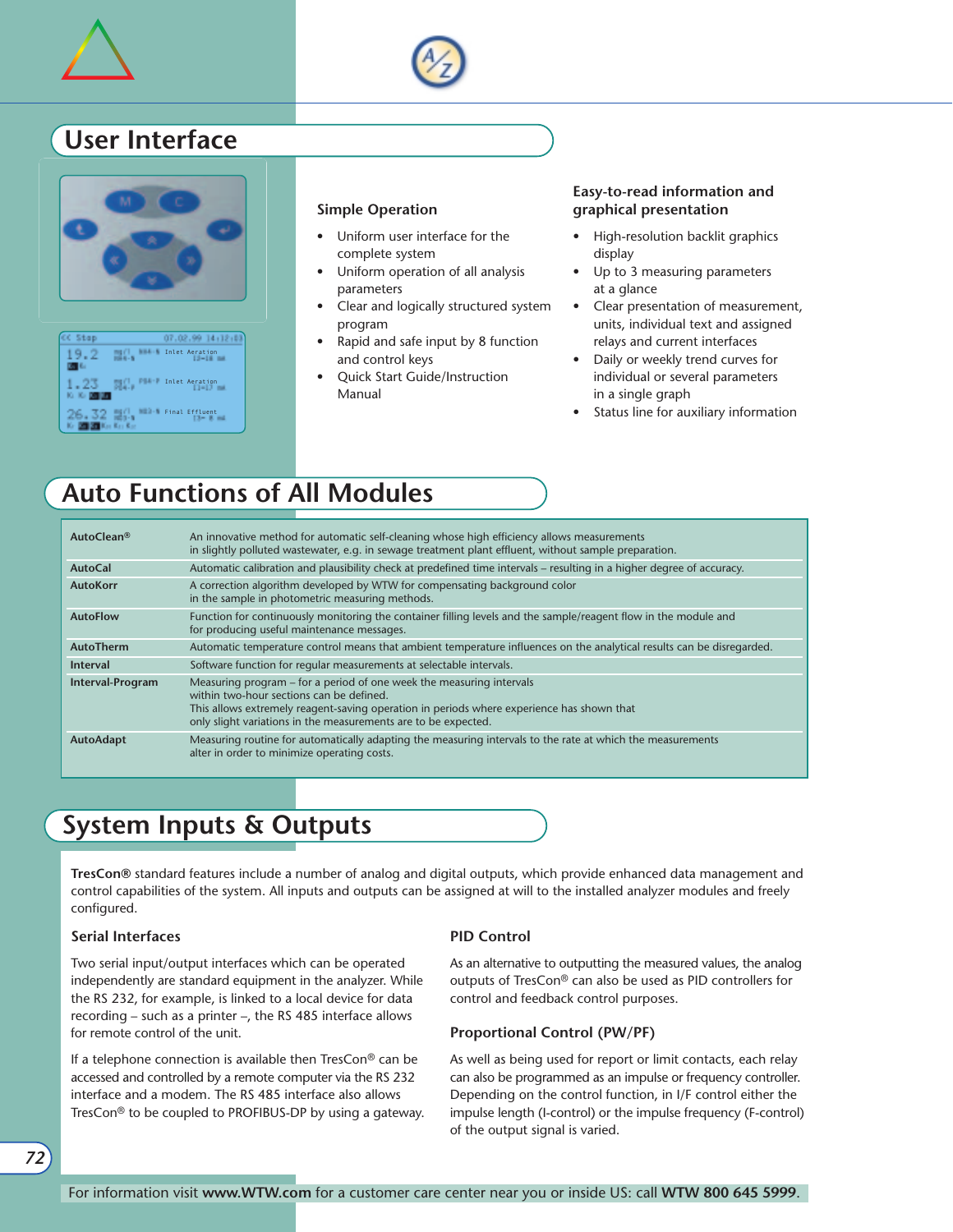## User Interface

### Simple Operation

- Uniform user interface for the complete system
- Uniform operation of all analysis parameters
- Clear and logically structured system program
- Rapid and safe input by 8 function and control keys
- Quick Start Guide/Instruction Manual

### Easy-to-read information and graphical presentation

- High-resolution backlit graphics display
- Up to 3 measuring parameters at a glance
- Clear presentation of measurement, units, individual text and assigned relays and current interfaces
- Daily or weekly trend curves for individual or several parameters in a single graph
- Status line for auxiliary information

## Auto Functions of All Modules

| | |
|---|---|
| **AutoClean®** | An innovative method for automatic self-cleaning whose high efficiency allows measurements in slightly polluted wastewater, e.g. in sewage treatment plant effluent, without sample preparation. |
| **AutoCal** | Automatic calibration and plausibility check at predefined time intervals – resulting in a higher degree of accuracy. |
| **AutoKorr** | A correction algorithm developed by WTW for compensating background color in the sample in photometric measuring methods. |
| **AutoFlow** | Function for continuously monitoring the container filling levels and the sample/reagent flow in the module and for producing useful maintenance messages. |
| **AutoTherm** | Automatic temperature control means that ambient temperature influences on the analytical results can be disregarded. |
| **Interval** | Software function for regular measurements at selectable intervals. |
| **Interval-Program** | Measuring program – for a period of one week the measuring intervals within two-hour sections can be defined. This allows extremely reagent-saving operation in periods where experience has shown that only slight variations in the measurements are to be expected. |
| **AutoAdapt** | Measuring routine for automatically adapting the measuring intervals to the rate at which the measurements alter in order to minimize operating costs. |

## System Inputs & Outputs

**TresCon®** standard features include a number of analog and digital outputs, which provide enhanced data management and control capabilities of the system. All inputs and outputs can be assigned at will to the installed analyzer modules and freely configured.

### Serial Interfaces

Two serial input/output interfaces which can be operated independently are standard equipment in the analyzer. While the RS 232, for example, is linked to a local device for data recording – such as a printer –, the RS 485 interface allows for remote control of the unit.

If a telephone connection is available then TresCon® can be accessed and controlled by a remote computer via the RS 232 interface and a modem. The RS 485 interface also allows TresCon® to be coupled to PROFIBUS-DP by using a gateway.

### PID Control

As an alternative to outputting the measured values, the analog outputs of TresCon® can also be used as PID controllers for control and feedback control purposes.

### Proportional Control (PW/PF)

As well as being used for report or limit contacts, each relay can also be programmed as an impulse or frequency controller. Depending on the control function, in I/F control either the impulse length (I-control) or the impulse frequency (F-control) of the output signal is varied.

For information visit **www.WTW.com** for a customer care center near you or inside US: call **WTW 800 645 5999**.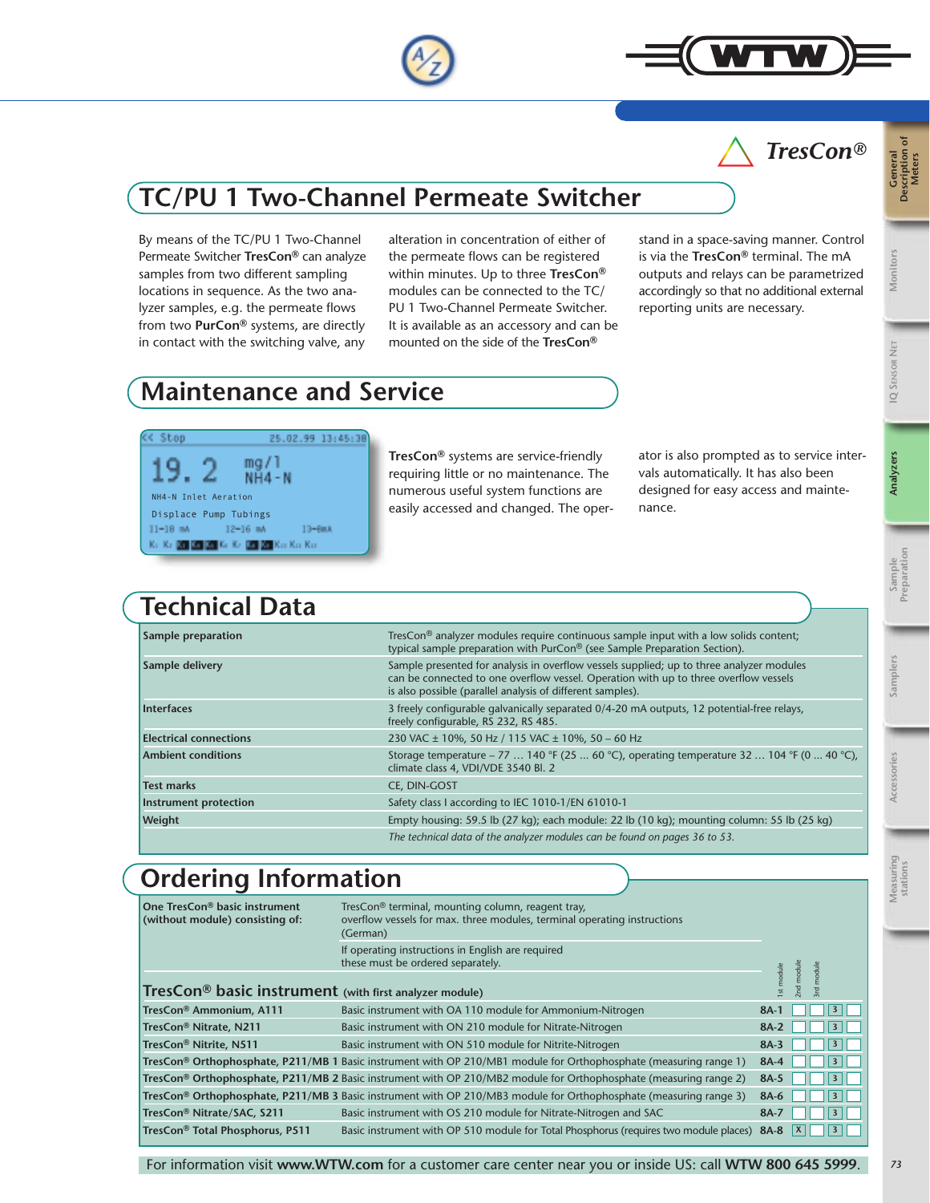*TresCon®*

## TC/PU 1 Two-Channel Permeate Switcher

By means of the TC/PU 1 Two-Channel Permeate Switcher **TresCon®** can analyze samples from two different sampling locations in sequence. As the two analyzer samples, e.g. the permeate flows from two **PurCon®** systems, are directly in contact with the switching valve, any alteration in concentration of either of the permeate flows can be registered within minutes. Up to three **TresCon®** modules can be connected to the TC/PU 1 Two-Channel Permeate Switcher. It is available as an accessory and can be mounted on the side of the **TresCon®** stand in a space-saving manner. Control is via the **TresCon®** terminal. The mA outputs and relays can be parametrized accordingly so that no additional external reporting units are necessary.

## Maintenance and Service

**TresCon®** systems are service-friendly requiring little or no maintenance. The numerous useful system functions are easily accessed and changed. The operator is also prompted as to service intervals automatically. It has also been designed for easy access and maintenance.

## Technical Data

| | |
|---|---|
| **Sample preparation** | TresCon® analyzer modules require continuous sample input with a low solids content; typical sample preparation with PurCon® (see Sample Preparation Section). |
| **Sample delivery** | Sample presented for analysis in overflow vessels supplied; up to three analyzer modules can be connected to one overflow vessel. Operation with up to three overflow vessels is also possible (parallel analysis of different samples). |
| **Interfaces** | 3 freely configurable galvanically separated 0/4-20 mA outputs, 12 potential-free relays, freely configurable, RS 232, RS 485. |
| **Electrical connections** | 230 VAC ± 10%, 50 Hz / 115 VAC ± 10%, 50 – 60 Hz |
| **Ambient conditions** | Storage temperature – 77 … 140 °F (25 … 60 °C), operating temperature 32 … 104 °F (0 … 40 °C), climate class 4, VDI/VDE 3540 Bl. 2 |
| **Test marks** | CE, DIN-GOST |
| **Instrument protection** | Safety class I according to IEC 1010-1/EN 61010-1 |
| **Weight** | Empty housing: 59.5 lb (27 kg); each module: 22 lb (10 kg); mounting column: 55 lb (25 kg) |
| | *The technical data of the analyzer modules can be found on pages 36 to 53.* |

## Ordering Information

**One TresCon® basic instrument (without module) consisting of:** TresCon® terminal, mounting column, reagent tray, overflow vessels for max. three modules, terminal operating instructions (German)

If operating instructions in English are required these must be ordered separately.

### TresCon® basic instrument (with first analyzer module)

| Product | Description | Order no. | 1st module | 2nd module | 3rd module |
|---|---|---|---|---|---|
| TresCon® Ammonium, A111 | Basic instrument with OA 110 module for Ammonium-Nitrogen | 8A-1 | | | 3 |
| TresCon® Nitrate, N211 | Basic instrument with ON 210 module for Nitrate-Nitrogen | 8A-2 | | | 3 |
| TresCon® Nitrite, N511 | Basic instrument with ON 510 module for Nitrite-Nitrogen | 8A-3 | | | 3 |
| TresCon® Orthophosphate, P211/MB 1 | Basic instrument with OP 210/MB1 module for Orthophosphate (measuring range 1) | 8A-4 | | | 3 |
| TresCon® Orthophosphate, P211/MB 2 | Basic instrument with OP 210/MB2 module for Orthophosphate (measuring range 2) | 8A-5 | | | 3 |
| TresCon® Orthophosphate, P211/MB 3 | Basic instrument with OP 210/MB3 module for Orthophosphate (measuring range 3) | 8A-6 | | | 3 |
| TresCon® Nitrate/SAC, S211 | Basic instrument with OS 210 module for Nitrate-Nitrogen and SAC | 8A-7 | | | 3 |
| TresCon® Total Phosphorus, P511 | Basic instrument with OP 510 module for Total Phosphorus (requires two module places) | 8A-8 | X | | 3 |

For information visit **www.WTW.com** for a customer care center near you or inside US: call **WTW 800 645 5999**.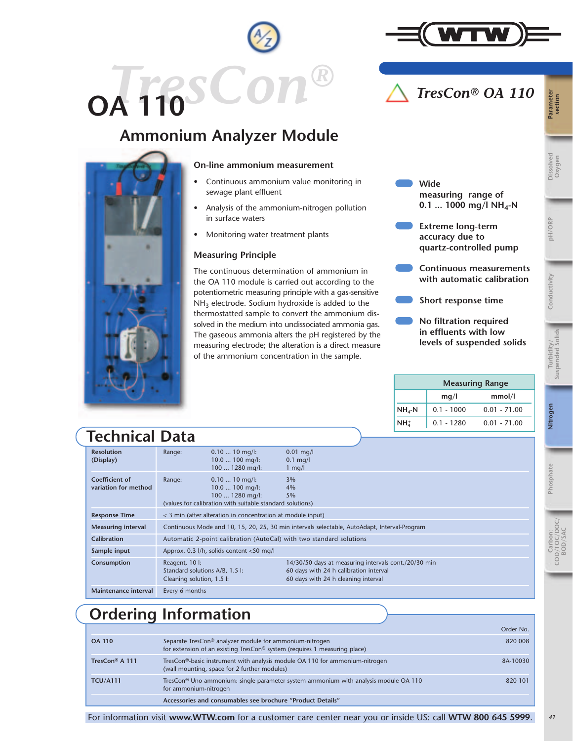# OA 110

## Ammonium Analyzer Module

### TresCon® OA 110

### On-line ammonium measurement

- Continuous ammonium value monitoring in sewage plant effluent
- Analysis of the ammonium-nitrogen pollution in surface waters
- Monitoring water treatment plants

### Measuring Principle

The continuous determination of ammonium in the OA 110 module is carried out according to the potentiometric measuring principle with a gas-sensitive $NH_3$ electrode. Sodium hydroxide is added to the thermostatted sample to convert the ammonium dissolved in the medium into undissociated ammonia gas. The gaseous ammonia alters the pH registered by the measuring electrode; the alteration is a direct measure of the ammonium concentration in the sample.

- **Wide measuring range of 0.1 ... 1000 mg/l $NH_4$-N**
- **Extreme long-term accuracy due to quartz-controlled pump**
- **Continuous measurements with automatic calibration**
- **Short response time**
- **No filtration required in effluents with low levels of suspended solids**

| | Measuring Range | |
|---|---|---|
| | mg/l | mmol/l |
| $NH_4$-N | 0.1 - 1000 | 0.01 - 71.00 |
| $NH_4^+$ | 0.1 - 1280 | 0.01 - 71.00 |

## Technical Data

| | | | |
|---|---|---|---|
| **Resolution (Display)** | Range: | 0.10 ... 10 mg/l:<br>10.0 ... 100 mg/l:<br>100 ... 1280 mg/l: | 0.01 mg/l<br>0.1 mg/l<br>1 mg/l |
| **Coefficient of variation for method** | Range: | 0.10 ... 10 mg/l:<br>10.0 ... 100 mg/l:<br>100 ... 1280 mg/l: | 3%<br>4%<br>5% |
| | (values for calibration with suitable standard solutions) | | |
| **Response Time** | < 3 min (after alteration in concentration at module input) | | |
| **Measuring interval** | Continuous Mode and 10, 15, 20, 25, 30 min intervals selectable, AutoAdapt, Interval-Program | | |
| **Calibration** | Automatic 2-point calibration (AutoCal) with two standard solutions | | |
| **Sample input** | Approx. 0.3 l/h, solids content <50 mg/l | | |
| **Consumption** | Reagent, 10 l:<br>Standard solutions A/B, 1.5 l:<br>Cleaning solution, 1.5 l: | | 14/30/50 days at measuring intervals cont./20/30 min<br>60 days with 24 h calibration interval<br>60 days with 24 h cleaning interval |
| **Maintenance interval** | Every 6 months | | |

## Ordering Information

| | | Order No. |
|---|---|---|
| **OA 110** | Separate TresCon® analyzer module for ammonium-nitrogen for extension of an existing TresCon® system (requires 1 measuring place) | 820 008 |
| **TresCon® A 111** | TresCon®-basic instrument with analysis module OA 110 for ammonium-nitrogen (wall mounting, space for 2 further modules) | 8A-10030 |
| **TCU/A111** | TresCon® Uno ammonium: single parameter system ammonium with analysis module OA 110 for ammonium-nitrogen | 820 101 |
| | **Accessories and consumables see brochure "Product Details"** | |

For information visit **www.WTW.com** for a customer care center near you or inside US: call **WTW 800 645 5999**.